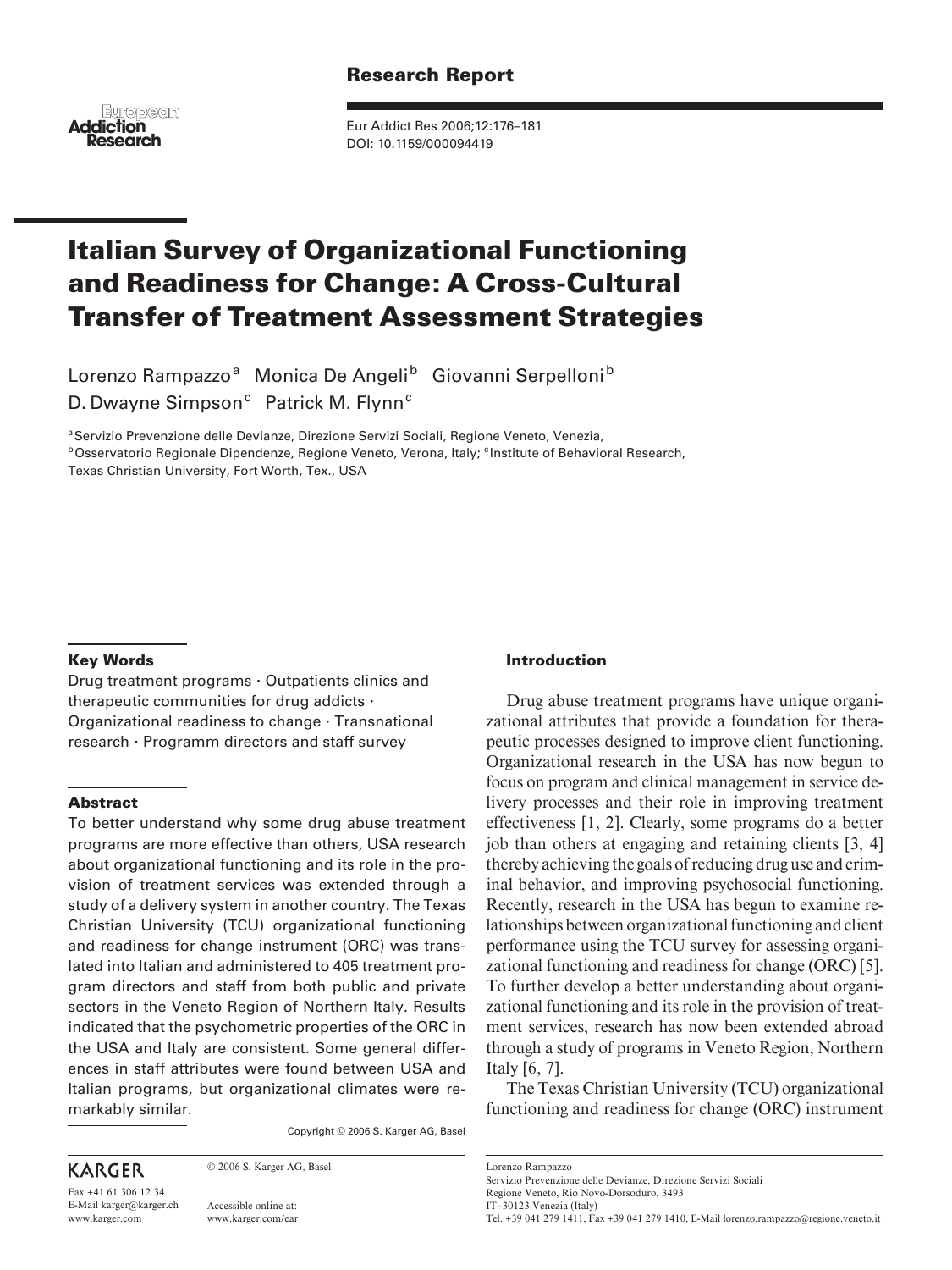**Research Report**

# Italian Survey of Organizational Functioning and Readiness for Change: A Cross-Cultural Transfer of Treatment Assessment Strategies

Lorenzo Rampazzo[a] Monica De Angeli[b] Giovanni Serpelloni[b] D. Dwayne Simpson[c] Patrick M. Flynn[c]

[a]Servizio Prevenzione delle Devianze, Direzione Servizi Sociali, Regione Veneto, Venezia, [b]Osservatorio Regionale Dipendenze, Regione Veneto, Verona, Italy; [c]Institute of Behavioral Research, Texas Christian University, Fort Worth, Tex., USA

### Key Words

Drug treatment programs · Outpatients clinics and therapeutic communities for drug addicts · Organizational readiness to change · Transnational research · Programm directors and staff survey

### Abstract

To better understand why some drug abuse treatment programs are more effective than others, USA research about organizational functioning and its role in the provision of treatment services was extended through a study of a delivery system in another country. The Texas Christian University (TCU) organizational functioning and readiness for change instrument (ORC) was translated into Italian and administered to 405 treatment program directors and staff from both public and private sectors in the Veneto Region of Northern Italy. Results indicated that the psychometric properties of the ORC in the USA and Italy are consistent. Some general differences in staff attributes were found between USA and Italian programs, but organizational climates were remarkably similar.

Copyright © 2006 S. Karger AG, Basel

### Introduction

Drug abuse treatment programs have unique organizational attributes that provide a foundation for therapeutic processes designed to improve client functioning. Organizational research in the USA has now begun to focus on program and clinical management in service delivery processes and their role in improving treatment effectiveness [1, 2]. Clearly, some programs do a better job than others at engaging and retaining clients [3, 4] thereby achieving the goals of reducing drug use and criminal behavior, and improving psychosocial functioning. Recently, research in the USA has begun to examine relationships between organizational functioning and client performance using the TCU survey for assessing organizational functioning and readiness for change (ORC) [5]. To further develop a better understanding about organizational functioning and its role in the provision of treatment services, research has now been extended abroad through a study of programs in Veneto Region, Northern Italy [6, 7].

The Texas Christian University (TCU) organizational functioning and readiness for change (ORC) instrument

Lorenzo Rampazzo
Servizio Prevenzione delle Devianze, Direzione Servizi Sociali
Regione Veneto, Rio Novo-Dorsoduro, 3493
IT–30123 Venezia (Italy)
Tel. +39 041 279 1411, Fax +39 041 279 1410, E-Mail lorenzo.rampazzo@regione.veneto.it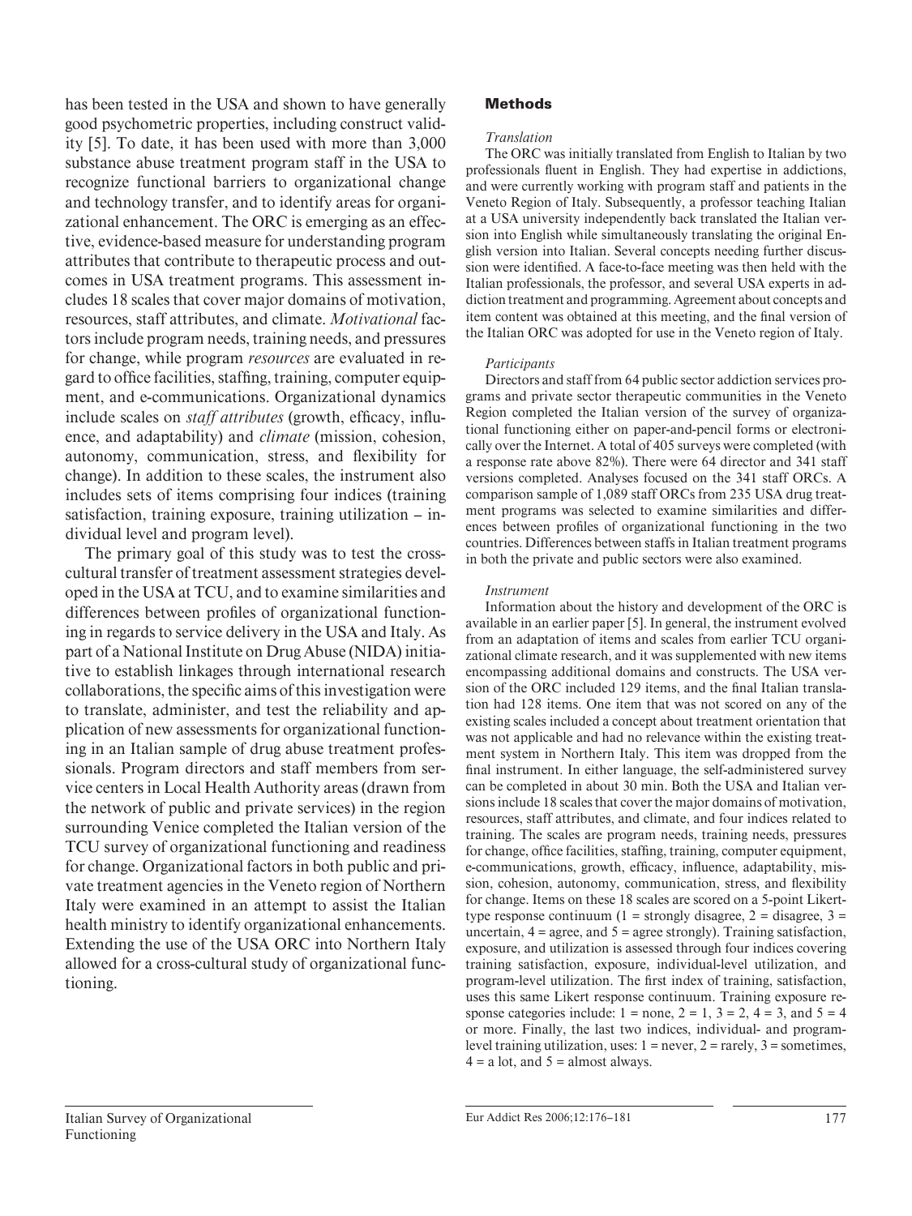has been tested in the USA and shown to have generally good psychometric properties, including construct validity [5]. To date, it has been used with more than 3,000 substance abuse treatment program staff in the USA to recognize functional barriers to organizational change and technology transfer, and to identify areas for organizational enhancement. The ORC is emerging as an effective, evidence-based measure for understanding program attributes that contribute to therapeutic process and outcomes in USA treatment programs. This assessment includes 18 scales that cover major domains of motivation, resources, staff attributes, and climate. *Motivational* factors include program needs, training needs, and pressures for change, while program *resources* are evaluated in regard to office facilities, staffing, training, computer equipment, and e-communications. Organizational dynamics include scales on *staff attributes* (growth, efficacy, influence, and adaptability) and *climate* (mission, cohesion, autonomy, communication, stress, and flexibility for change). In addition to these scales, the instrument also includes sets of items comprising four indices (training satisfaction, training exposure, training utilization – individual level and program level).

The primary goal of this study was to test the cross-cultural transfer of treatment assessment strategies developed in the USA at TCU, and to examine similarities and differences between profiles of organizational functioning in regards to service delivery in the USA and Italy. As part of a National Institute on Drug Abuse (NIDA) initiative to establish linkages through international research collaborations, the specific aims of this investigation were to translate, administer, and test the reliability and application of new assessments for organizational functioning in an Italian sample of drug abuse treatment professionals. Program directors and staff members from service centers in Local Health Authority areas (drawn from the network of public and private services) in the region surrounding Venice completed the Italian version of the TCU survey of organizational functioning and readiness for change. Organizational factors in both public and private treatment agencies in the Veneto region of Northern Italy were examined in an attempt to assist the Italian health ministry to identify organizational enhancements. Extending the use of the USA ORC into Northern Italy allowed for a cross-cultural study of organizational functioning.

## Methods

### *Translation*

The ORC was initially translated from English to Italian by two professionals fluent in English. They had expertise in addictions, and were currently working with program staff and patients in the Veneto Region of Italy. Subsequently, a professor teaching Italian at a USA university independently back translated the Italian version into English while simultaneously translating the original English version into Italian. Several concepts needing further discussion were identified. A face-to-face meeting was then held with the Italian professionals, the professor, and several USA experts in addiction treatment and programming. Agreement about concepts and item content was obtained at this meeting, and the final version of the Italian ORC was adopted for use in the Veneto region of Italy.

### *Participants*

Directors and staff from 64 public sector addiction services programs and private sector therapeutic communities in the Veneto Region completed the Italian version of the survey of organizational functioning either on paper-and-pencil forms or electronically over the Internet. A total of 405 surveys were completed (with a response rate above 82%). There were 64 director and 341 staff versions completed. Analyses focused on the 341 staff ORCs. A comparison sample of 1,089 staff ORCs from 235 USA drug treatment programs was selected to examine similarities and differences between profiles of organizational functioning in the two countries. Differences between staffs in Italian treatment programs in both the private and public sectors were also examined.

### *Instrument*

Information about the history and development of the ORC is available in an earlier paper [5]. In general, the instrument evolved from an adaptation of items and scales from earlier TCU organizational climate research, and it was supplemented with new items encompassing additional domains and constructs. The USA version of the ORC included 129 items, and the final Italian translation had 128 items. One item that was not scored on any of the existing scales included a concept about treatment orientation that was not applicable and had no relevance within the existing treatment system in Northern Italy. This item was dropped from the final instrument. In either language, the self-administered survey can be completed in about 30 min. Both the USA and Italian versions include 18 scales that cover the major domains of motivation, resources, staff attributes, and climate, and four indices related to training. The scales are program needs, training needs, pressures for change, office facilities, staffing, training, computer equipment, e-communications, growth, efficacy, influence, adaptability, mission, cohesion, autonomy, communication, stress, and flexibility for change. Items on these 18 scales are scored on a 5-point Likert-type response continuum (1 = strongly disagree, 2 = disagree, 3 = uncertain, 4 = agree, and 5 = agree strongly). Training satisfaction, exposure, and utilization is assessed through four indices covering training satisfaction, exposure, individual-level utilization, and program-level utilization. The first index of training, satisfaction, uses this same Likert response continuum. Training exposure response categories include: 1 = none, 2 = 1, 3 = 2, 4 = 3, and 5 = 4 or more. Finally, the last two indices, individual- and program-level training utilization, uses: 1 = never, 2 = rarely, 3 = sometimes, 4 = a lot, and 5 = almost always.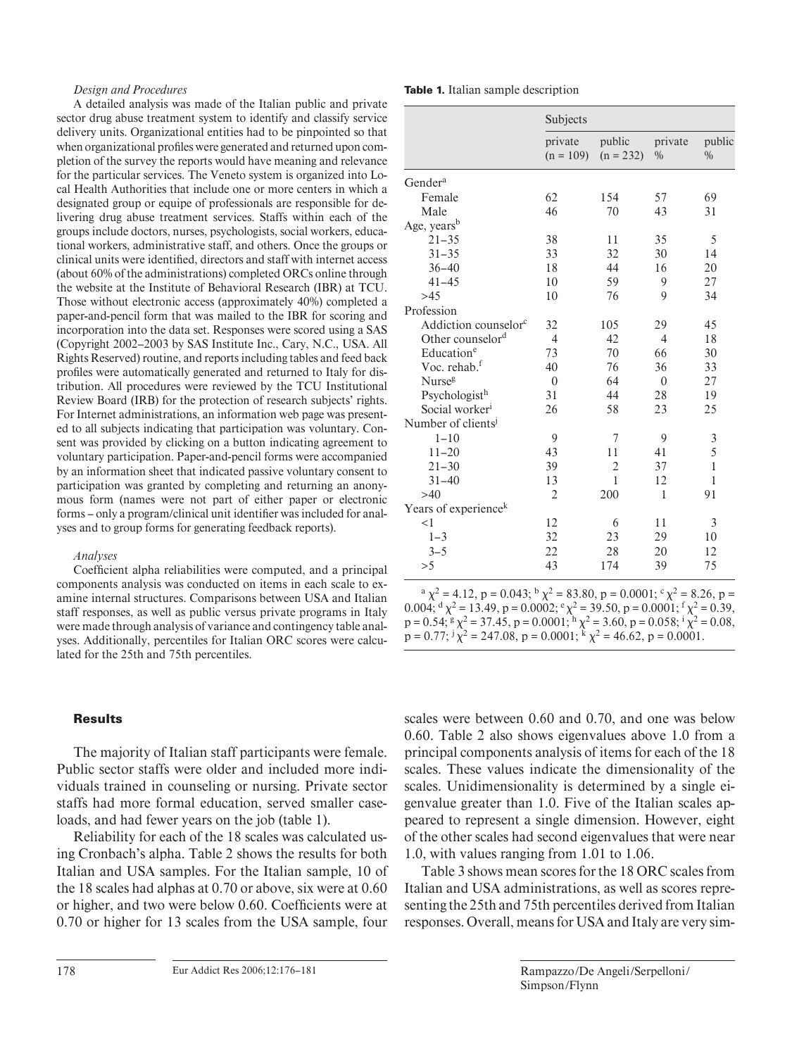*Design and Procedures*

A detailed analysis was made of the Italian public and private sector drug abuse treatment system to identify and classify service delivery units. Organizational entities had to be pinpointed so that when organizational profiles were generated and returned upon completion of the survey the reports would have meaning and relevance for the particular services. The Veneto system is organized into Local Health Authorities that include one or more centers in which a designated group or equipe of professionals are responsible for delivering drug abuse treatment services. Staffs within each of the groups include doctors, nurses, psychologists, social workers, educational workers, administrative staff, and others. Once the groups or clinical units were identified, directors and staff with internet access (about 60% of the administrations) completed ORCs online through the website at the Institute of Behavioral Research (IBR) at TCU. Those without electronic access (approximately 40%) completed a paper-and-pencil form that was mailed to the IBR for scoring and incorporation into the data set. Responses were scored using a SAS (Copyright 2002–2003 by SAS Institute Inc., Cary, N.C., USA. All Rights Reserved) routine, and reports including tables and feed back profiles were automatically generated and returned to Italy for distribution. All procedures were reviewed by the TCU Institutional Review Board (IRB) for the protection of research subjects' rights. For Internet administrations, an information web page was presented to all subjects indicating that participation was voluntary. Consent was provided by clicking on a button indicating agreement to voluntary participation. Paper-and-pencil forms were accompanied by an information sheet that indicated passive voluntary consent to participation was granted by completing and returning an anonymous form (names were not part of either paper or electronic forms – only a program/clinical unit identifier was included for analyses and to group forms for generating feedback reports).

*Analyses*

Coefficient alpha reliabilities were computed, and a principal components analysis was conducted on items in each scale to examine internal structures. Comparisons between USA and Italian staff responses, as well as public versus private programs in Italy were made through analysis of variance and contingency table analyses. Additionally, percentiles for Italian ORC scores were calculated for the 25th and 75th percentiles.

**Table 1.** Italian sample description

| | Subjects | | | |
|---|---|---|---|---|
| | private (n = 109) | public (n = 232) | private % | public % |
| Gender[a] | | | | |
| Female | 62 | 154 | 57 | 69 |
| Male | 46 | 70 | 43 | 31 |
| Age, years[b] | | | | |
| 21–35 | 38 | 11 | 35 | 5 |
| 31–35 | 33 | 32 | 30 | 14 |
| 36–40 | 18 | 44 | 16 | 20 |
| 41–45 | 10 | 59 | 9 | 27 |
| >45 | 10 | 76 | 9 | 34 |
| Profession | | | | |
| Addiction counselor[c] | 32 | 105 | 29 | 45 |
| Other counselor[d] | 4 | 42 | 4 | 18 |
| Education[e] | 73 | 70 | 66 | 30 |
| Voc. rehab.[f] | 40 | 76 | 36 | 33 |
| Nurse[g] | 0 | 64 | 0 | 27 |
| Psychologist[h] | 31 | 44 | 28 | 19 |
| Social worker[i] | 26 | 58 | 23 | 25 |
| Number of clients[j] | | | | |
| 1–10 | 9 | 7 | 9 | 3 |
| 11–20 | 43 | 11 | 41 | 5 |
| 21–30 | 39 | 2 | 37 | 1 |
| 31–40 | 13 | 1 | 12 | 1 |
| >40 | 2 | 200 | 1 | 91 |
| Years of experience[k] | | | | |
| <1 | 12 | 6 | 11 | 3 |
| 1–3 | 32 | 23 | 29 | 10 |
| 3–5 | 22 | 28 | 20 | 12 |
| >5 | 43 | 174 | 39 | 75 |

[a] $\chi^2 = 4.12$, p = 0.043; [b] $\chi^2 = 83.80$, p = 0.0001; [c] $\chi^2 = 8.26$, p = 0.004; [d] $\chi^2 = 13.49$, p = 0.0002; [e] $\chi^2 = 39.50$, p = 0.0001; [f] $\chi^2 = 0.39$, p = 0.54; [g] $\chi^2 = 37.45$, p = 0.0001; [h] $\chi^2 = 3.60$, p = 0.058; [i] $\chi^2 = 0.08$, p = 0.77; [j] $\chi^2 = 247.08$, p = 0.0001; [k] $\chi^2 = 46.62$, p = 0.0001.

## Results

The majority of Italian staff participants were female. Public sector staffs were older and included more individuals trained in counseling or nursing. Private sector staffs had more formal education, served smaller caseloads, and had fewer years on the job (table 1).

Reliability for each of the 18 scales was calculated using Cronbach's alpha. Table 2 shows the results for both Italian and USA samples. For the Italian sample, 10 of the 18 scales had alphas at 0.70 or above, six were at 0.60 or higher, and two were below 0.60. Coefficients were at 0.70 or higher for 13 scales from the USA sample, four scales were between 0.60 and 0.70, and one was below 0.60. Table 2 also shows eigenvalues above 1.0 from a principal components analysis of items for each of the 18 scales. These values indicate the dimensionality of the scales. Unidimensionality is determined by a single eigenvalue greater than 1.0. Five of the Italian scales appeared to represent a single dimension. However, eight of the other scales had second eigenvalues that were near 1.0, with values ranging from 1.01 to 1.06.

Table 3 shows mean scores for the 18 ORC scales from Italian and USA administrations, as well as scores representing the 25th and 75th percentiles derived from Italian responses. Overall, means for USA and Italy are very sim-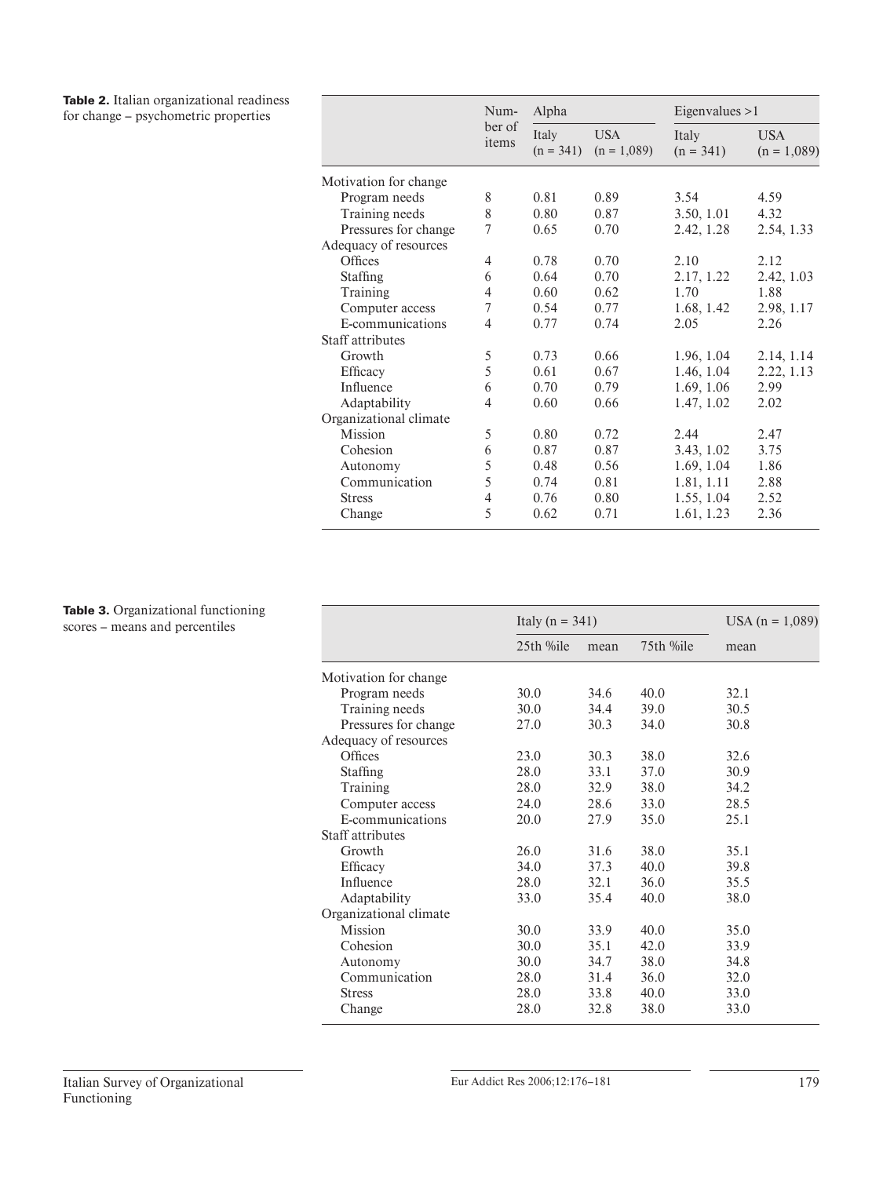**Table 2.** Italian organizational readiness for change – psychometric properties

| | Number of items | Alpha | | Eigenvalues >1 | |
|---|---|---|---|---|---|
| | | Italy (n = 341) | USA (n = 1,089) | Italy (n = 341) | USA (n = 1,089) |
| Motivation for change | | | | | |
| Program needs | 8 | 0.81 | 0.89 | 3.54 | 4.59 |
| Training needs | 8 | 0.80 | 0.87 | 3.50, 1.01 | 4.32 |
| Pressures for change | 7 | 0.65 | 0.70 | 2.42, 1.28 | 2.54, 1.33 |
| Adequacy of resources | | | | | |
| Offices | 4 | 0.78 | 0.70 | 2.10 | 2.12 |
| Staffing | 6 | 0.64 | 0.70 | 2.17, 1.22 | 2.42, 1.03 |
| Training | 4 | 0.60 | 0.62 | 1.70 | 1.88 |
| Computer access | 7 | 0.54 | 0.77 | 1.68, 1.42 | 2.98, 1.17 |
| E-communications | 4 | 0.77 | 0.74 | 2.05 | 2.26 |
| Staff attributes | | | | | |
| Growth | 5 | 0.73 | 0.66 | 1.96, 1.04 | 2.14, 1.14 |
| Efficacy | 5 | 0.61 | 0.67 | 1.46, 1.04 | 2.22, 1.13 |
| Influence | 6 | 0.70 | 0.79 | 1.69, 1.06 | 2.99 |
| Adaptability | 4 | 0.60 | 0.66 | 1.47, 1.02 | 2.02 |
| Organizational climate | | | | | |
| Mission | 5 | 0.80 | 0.72 | 2.44 | 2.47 |
| Cohesion | 6 | 0.87 | 0.87 | 3.43, 1.02 | 3.75 |
| Autonomy | 5 | 0.48 | 0.56 | 1.69, 1.04 | 1.86 |
| Communication | 5 | 0.74 | 0.81 | 1.81, 1.11 | 2.88 |
| Stress | 4 | 0.76 | 0.80 | 1.55, 1.04 | 2.52 |
| Change | 5 | 0.62 | 0.71 | 1.61, 1.23 | 2.36 |

**Table 3.** Organizational functioning scores – means and percentiles

| | Italy (n = 341) | | | USA (n = 1,089) |
|---|---|---|---|---|
| | 25th %ile | mean | 75th %ile | mean |
| Motivation for change | | | | |
| Program needs | 30.0 | 34.6 | 40.0 | 32.1 |
| Training needs | 30.0 | 34.4 | 39.0 | 30.5 |
| Pressures for change | 27.0 | 30.3 | 34.0 | 30.8 |
| Adequacy of resources | | | | |
| Offices | 23.0 | 30.3 | 38.0 | 32.6 |
| Staffing | 28.0 | 33.1 | 37.0 | 30.9 |
| Training | 28.0 | 32.9 | 38.0 | 34.2 |
| Computer access | 24.0 | 28.6 | 33.0 | 28.5 |
| E-communications | 20.0 | 27.9 | 35.0 | 25.1 |
| Staff attributes | | | | |
| Growth | 26.0 | 31.6 | 38.0 | 35.1 |
| Efficacy | 34.0 | 37.3 | 40.0 | 39.8 |
| Influence | 28.0 | 32.1 | 36.0 | 35.5 |
| Adaptability | 33.0 | 35.4 | 40.0 | 38.0 |
| Organizational climate | | | | |
| Mission | 30.0 | 33.9 | 40.0 | 35.0 |
| Cohesion | 30.0 | 35.1 | 42.0 | 33.9 |
| Autonomy | 30.0 | 34.7 | 38.0 | 34.8 |
| Communication | 28.0 | 31.4 | 36.0 | 32.0 |
| Stress | 28.0 | 33.8 | 40.0 | 33.0 |
| Change | 28.0 | 32.8 | 38.0 | 33.0 |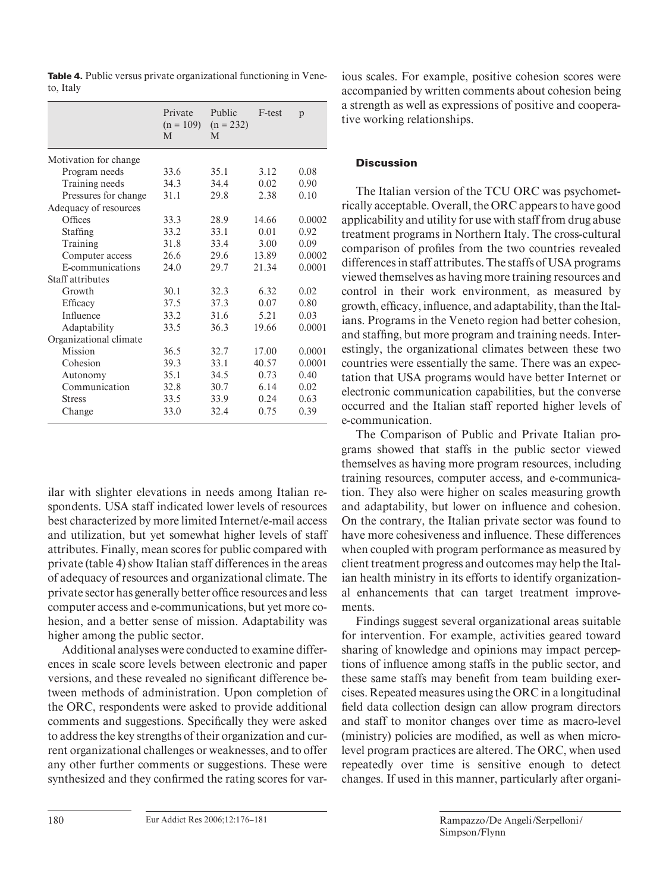**Table 4.** Public versus private organizational functioning in Veneto, Italy

| | Private (n = 109) M | Public (n = 232) M | F-test | p |
|---|---|---|---|---|
| Motivation for change | | | | |
| Program needs | 33.6 | 35.1 | 3.12 | 0.08 |
| Training needs | 34.3 | 34.4 | 0.02 | 0.90 |
| Pressures for change | 31.1 | 29.8 | 2.38 | 0.10 |
| Adequacy of resources | | | | |
| Offices | 33.3 | 28.9 | 14.66 | 0.0002 |
| Staffing | 33.2 | 33.1 | 0.01 | 0.92 |
| Training | 31.8 | 33.4 | 3.00 | 0.09 |
| Computer access | 26.6 | 29.6 | 13.89 | 0.0002 |
| E-communications | 24.0 | 29.7 | 21.34 | 0.0001 |
| Staff attributes | | | | |
| Growth | 30.1 | 32.3 | 6.32 | 0.02 |
| Efficacy | 37.5 | 37.3 | 0.07 | 0.80 |
| Influence | 33.2 | 31.6 | 5.21 | 0.03 |
| Adaptability | 33.5 | 36.3 | 19.66 | 0.0001 |
| Organizational climate | | | | |
| Mission | 36.5 | 32.7 | 17.00 | 0.0001 |
| Cohesion | 39.3 | 33.1 | 40.57 | 0.0001 |
| Autonomy | 35.1 | 34.5 | 0.73 | 0.40 |
| Communication | 32.8 | 30.7 | 6.14 | 0.02 |
| Stress | 33.5 | 33.9 | 0.24 | 0.63 |
| Change | 33.0 | 32.4 | 0.75 | 0.39 |

ilar with slighter elevations in needs among Italian respondents. USA staff indicated lower levels of resources best characterized by more limited Internet/e-mail access and utilization, but yet somewhat higher levels of staff attributes. Finally, mean scores for public compared with private (table 4) show Italian staff differences in the areas of adequacy of resources and organizational climate. The private sector has generally better office resources and less computer access and e-communications, but yet more cohesion, and a better sense of mission. Adaptability was higher among the public sector.

Additional analyses were conducted to examine differences in scale score levels between electronic and paper versions, and these revealed no significant difference between methods of administration. Upon completion of the ORC, respondents were asked to provide additional comments and suggestions. Specifically they were asked to address the key strengths of their organization and current organizational challenges or weaknesses, and to offer any other further comments or suggestions. These were synthesized and they confirmed the rating scores for various scales. For example, positive cohesion scores were accompanied by written comments about cohesion being a strength as well as expressions of positive and cooperative working relationships.

## Discussion

The Italian version of the TCU ORC was psychometrically acceptable. Overall, the ORC appears to have good applicability and utility for use with staff from drug abuse treatment programs in Northern Italy. The cross-cultural comparison of profiles from the two countries revealed differences in staff attributes. The staffs of USA programs viewed themselves as having more training resources and control in their work environment, as measured by growth, efficacy, influence, and adaptability, than the Italians. Programs in the Veneto region had better cohesion, and staffing, but more program and training needs. Interestingly, the organizational climates between these two countries were essentially the same. There was an expectation that USA programs would have better Internet or electronic communication capabilities, but the converse occurred and the Italian staff reported higher levels of e-communication.

The Comparison of Public and Private Italian programs showed that staffs in the public sector viewed themselves as having more program resources, including training resources, computer access, and e-communication. They also were higher on scales measuring growth and adaptability, but lower on influence and cohesion. On the contrary, the Italian private sector was found to have more cohesiveness and influence. These differences when coupled with program performance as measured by client treatment progress and outcomes may help the Italian health ministry in its efforts to identify organizational enhancements that can target treatment improvements.

Findings suggest several organizational areas suitable for intervention. For example, activities geared toward sharing of knowledge and opinions may impact perceptions of influence among staffs in the public sector, and these same staffs may benefit from team building exercises. Repeated measures using the ORC in a longitudinal field data collection design can allow program directors and staff to monitor changes over time as macro-level (ministry) policies are modified, as well as when micro-level program practices are altered. The ORC, when used repeatedly over time is sensitive enough to detect changes. If used in this manner, particularly after organi-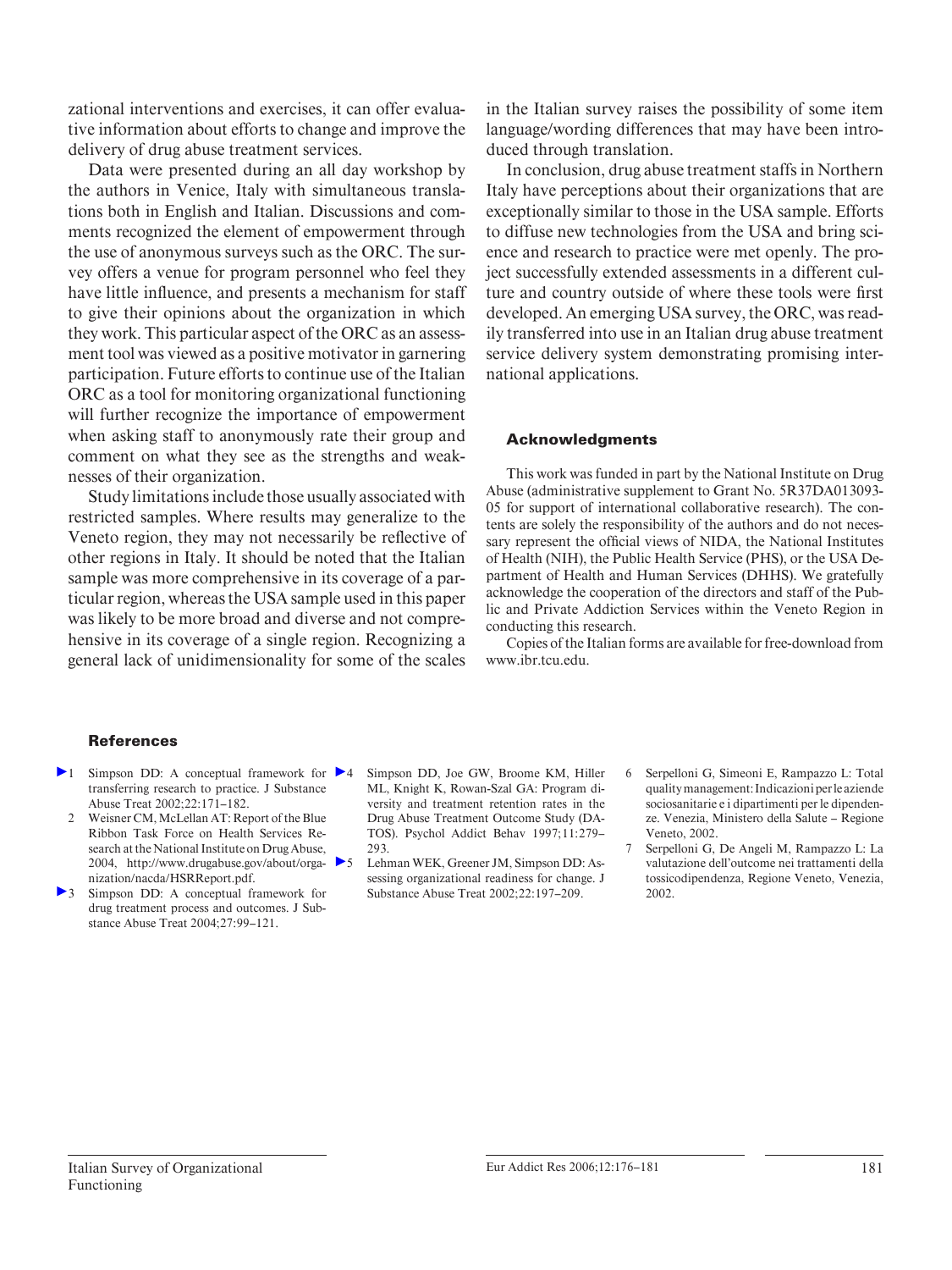zational interventions and exercises, it can offer evaluative information about efforts to change and improve the delivery of drug abuse treatment services.

Data were presented during an all day workshop by the authors in Venice, Italy with simultaneous translations both in English and Italian. Discussions and comments recognized the element of empowerment through the use of anonymous surveys such as the ORC. The survey offers a venue for program personnel who feel they have little influence, and presents a mechanism for staff to give their opinions about the organization in which they work. This particular aspect of the ORC as an assessment tool was viewed as a positive motivator in garnering participation. Future efforts to continue use of the Italian ORC as a tool for monitoring organizational functioning will further recognize the importance of empowerment when asking staff to anonymously rate their group and comment on what they see as the strengths and weaknesses of their organization.

Study limitations include those usually associated with restricted samples. Where results may generalize to the Veneto region, they may not necessarily be reflective of other regions in Italy. It should be noted that the Italian sample was more comprehensive in its coverage of a particular region, whereas the USA sample used in this paper was likely to be more broad and diverse and not comprehensive in its coverage of a single region. Recognizing a general lack of unidimensionality for some of the scales in the Italian survey raises the possibility of some item language/wording differences that may have been introduced through translation.

In conclusion, drug abuse treatment staffs in Northern Italy have perceptions about their organizations that are exceptionally similar to those in the USA sample. Efforts to diffuse new technologies from the USA and bring science and research to practice were met openly. The project successfully extended assessments in a different culture and country outside of where these tools were first developed. An emerging USA survey, the ORC, was readily transferred into use in an Italian drug abuse treatment service delivery system demonstrating promising international applications.

## Acknowledgments

This work was funded in part by the National Institute on Drug Abuse (administrative supplement to Grant No. 5R37DA013093-05 for support of international collaborative research). The contents are solely the responsibility of the authors and do not necessary represent the official views of NIDA, the National Institutes of Health (NIH), the Public Health Service (PHS), or the USA Department of Health and Human Services (DHHS). We gratefully acknowledge the cooperation of the directors and staff of the Public and Private Addiction Services within the Veneto Region in conducting this research.

Copies of the Italian forms are available for free-download from www.ibr.tcu.edu.

## References

1. Simpson DD: A conceptual framework for transferring research to practice. J Substance Abuse Treat 2002;22:171–182.
2. Weisner CM, McLellan AT: Report of the Blue Ribbon Task Force on Health Services Research at the National Institute on Drug Abuse, 2004, http://www.drugabuse.gov/about/organization/nacda/HSRReport.pdf.
3. Simpson DD: A conceptual framework for drug treatment process and outcomes. J Substance Abuse Treat 2004;27:99–121.
4. Simpson DD, Joe GW, Broome KM, Hiller ML, Knight K, Rowan-Szal GA: Program diversity and treatment retention rates in the Drug Abuse Treatment Outcome Study (DATOS). Psychol Addict Behav 1997;11:279–293.
5. Lehman WEK, Greener JM, Simpson DD: Assessing organizational readiness for change. J Substance Abuse Treat 2002;22:197–209.
6. Serpelloni G, Simeoni E, Rampazzo L: Total quality management: Indicazioni per le aziende sociosanitarie e i dipartimenti per le dipendenze. Venezia, Ministero della Salute – Regione Veneto, 2002.
7. Serpelloni G, De Angeli M, Rampazzo L: La valutazione dell'outcome nei trattamenti della tossicodipendenza, Regione Veneto, Venezia, 2002.